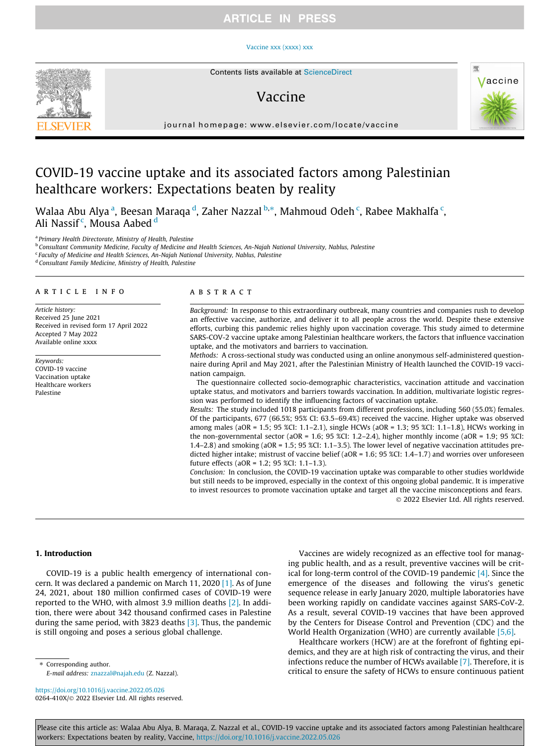# COVID-19 vaccine uptake and its associated factors among Palestinian healthcare workers: Expectations beaten by reality

Walaa Abu Alya [a], Beesan Maraqa [d], Zaher Nazzal [b,*], Mahmoud Odeh [c], Rabee Makhalfa [c], Ali Nassif [c], Mousa Aabed [d]

[a] Primary Health Directorate, Ministry of Health, Palestine
[b] Consultant Community Medicine, Faculty of Medicine and Health Sciences, An-Najah National University, Nablus, Palestine
[c] Faculty of Medicine and Health Sciences, An-Najah National University, Nablus, Palestine
[d] Consultant Family Medicine, Ministry of Health, Palestine

## ARTICLE INFO

*Article history:*
Received 25 June 2021
Received in revised form 17 April 2022
Accepted 7 May 2022
Available online xxxx

*Keywords:*
COVID-19 vaccine
Vaccination uptake
Healthcare workers
Palestine

## ABSTRACT

*Background:* In response to this extraordinary outbreak, many countries and companies rush to develop an effective vaccine, authorize, and deliver it to all people across the world. Despite these extensive efforts, curbing this pandemic relies highly upon vaccination coverage. This study aimed to determine SARS-COV-2 vaccine uptake among Palestinian healthcare workers, the factors that influence vaccination uptake, and the motivators and barriers to vaccination.

*Methods:* A cross-sectional study was conducted using an online anonymous self-administered questionnaire during April and May 2021, after the Palestinian Ministry of Health launched the COVID-19 vaccination campaign.

The questionnaire collected socio-demographic characteristics, vaccination attitude and vaccination uptake status, and motivators and barriers towards vaccination. In addition, multivariate logistic regression was performed to identify the influencing factors of vaccination uptake.

*Results:* The study included 1018 participants from different professions, including 560 (55.0%) females. Of the participants, 677 (66.5%; 95% CI: 63.5–69.4%) received the vaccine. Higher uptake was observed among males (aOR = 1.5; 95 %CI: 1.1–2.1), single HCWs (aOR = 1.3; 95 %CI: 1.1–1.8), HCWs working in the non-governmental sector (aOR = 1.6; 95 %CI: 1.2–2.4), higher monthly income (aOR = 1.9; 95 %CI: 1.4–2.8) and smoking (aOR = 1.5; 95 %CI: 1.1–3.5). The lower level of negative vaccination attitudes predicted higher intake; mistrust of vaccine belief (aOR = 1.6; 95 %CI: 1.4–1.7) and worries over unforeseen future effects (aOR = 1.2; 95 %CI: 1.1–1.3).

*Conclusion:* In conclusion, the COVID-19 vaccination uptake was comparable to other studies worldwide but still needs to be improved, especially in the context of this ongoing global pandemic. It is imperative to invest resources to promote vaccination uptake and target all the vaccine misconceptions and fears.

© 2022 Elsevier Ltd. All rights reserved.

## 1. Introduction

COVID-19 is a public health emergency of international concern. It was declared a pandemic on March 11, 2020 [1]. As of June 24, 2021, about 180 million confirmed cases of COVID-19 were reported to the WHO, with almost 3.9 million deaths [2]. In addition, there were about 342 thousand confirmed cases in Palestine during the same period, with 3823 deaths [3]. Thus, the pandemic is still ongoing and poses a serious global challenge.

Vaccines are widely recognized as an effective tool for managing public health, and as a result, preventive vaccines will be critical for long-term control of the COVID-19 pandemic [4]. Since the emergence of the diseases and following the virus's genetic sequence release in early January 2020, multiple laboratories have been working rapidly on candidate vaccines against SARS-CoV-2. As a result, several COVID-19 vaccines that have been approved by the Centers for Disease Control and Prevention (CDC) and the World Health Organization (WHO) are currently available [5,6].

Healthcare workers (HCW) are at the forefront of fighting epidemics, and they are at high risk of contracting the virus, and their infections reduce the number of HCWs available [7]. Therefore, it is critical to ensure the safety of HCWs to ensure continuous patient

* Corresponding author.
*E-mail address:* znazzal@najah.edu (Z. Nazzal).

https://doi.org/10.1016/j.vaccine.2022.05.026
0264-410X/© 2022 Elsevier Ltd. All rights reserved.

Please cite this article as: Walaa Abu Alya, B. Maraqa, Z. Nazzal et al., COVID-19 vaccine uptake and its associated factors among Palestinian healthcare workers: Expectations beaten by reality, Vaccine, https://doi.org/10.1016/j.vaccine.2022.05.026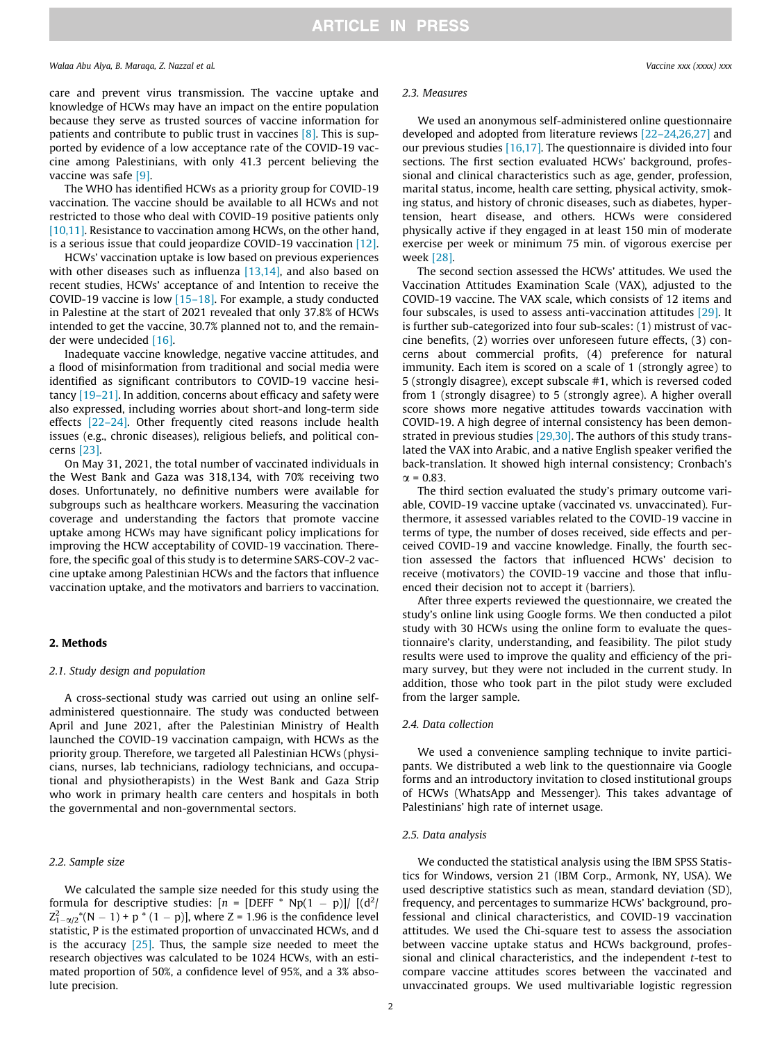care and prevent virus transmission. The vaccine uptake and knowledge of HCWs may have an impact on the entire population because they serve as trusted sources of vaccine information for patients and contribute to public trust in vaccines [8]. This is supported by evidence of a low acceptance rate of the COVID-19 vaccine among Palestinians, with only 41.3 percent believing the vaccine was safe [9].

The WHO has identified HCWs as a priority group for COVID-19 vaccination. The vaccine should be available to all HCWs and not restricted to those who deal with COVID-19 positive patients only [10,11]. Resistance to vaccination among HCWs, on the other hand, is a serious issue that could jeopardize COVID-19 vaccination [12].

HCWs' vaccination uptake is low based on previous experiences with other diseases such as influenza [13,14], and also based on recent studies, HCWs' acceptance of and Intention to receive the COVID-19 vaccine is low [15–18]. For example, a study conducted in Palestine at the start of 2021 revealed that only 37.8% of HCWs intended to get the vaccine, 30.7% planned not to, and the remainder were undecided [16].

Inadequate vaccine knowledge, negative vaccine attitudes, and a flood of misinformation from traditional and social media were identified as significant contributors to COVID-19 vaccine hesitancy [19–21]. In addition, concerns about efficacy and safety were also expressed, including worries about short-and long-term side effects [22–24]. Other frequently cited reasons include health issues (e.g., chronic diseases), religious beliefs, and political concerns [23].

On May 31, 2021, the total number of vaccinated individuals in the West Bank and Gaza was 318,134, with 70% receiving two doses. Unfortunately, no definitive numbers were available for subgroups such as healthcare workers. Measuring the vaccination coverage and understanding the factors that promote vaccine uptake among HCWs may have significant policy implications for improving the HCW acceptability of COVID-19 vaccination. Therefore, the specific goal of this study is to determine SARS-COV-2 vaccine uptake among Palestinian HCWs and the factors that influence vaccination uptake, and the motivators and barriers to vaccination.

## 2. Methods

### 2.1. Study design and population

A cross-sectional study was carried out using an online self-administered questionnaire. The study was conducted between April and June 2021, after the Palestinian Ministry of Health launched the COVID-19 vaccination campaign, with HCWs as the priority group. Therefore, we targeted all Palestinian HCWs (physicians, nurses, lab technicians, radiology technicians, and occupational and physiotherapists) in the West Bank and Gaza Strip who work in primary health care centers and hospitals in both the governmental and non-governmental sectors.

### 2.2. Sample size

We calculated the sample size needed for this study using the formula for descriptive studies: [$n$ = [DEFF * Np(1 − p)]/ [($d^2$/ $Z^2_{1-\alpha/2}$*(N − 1) + p * (1 − p)], where Z = 1.96 is the confidence level statistic, P is the estimated proportion of unvaccinated HCWs, and d is the accuracy [25]. Thus, the sample size needed to meet the research objectives was calculated to be 1024 HCWs, with an estimated proportion of 50%, a confidence level of 95%, and a 3% absolute precision.

### 2.3. Measures

We used an anonymous self-administered online questionnaire developed and adopted from literature reviews [22–24,26,27] and our previous studies [16,17]. The questionnaire is divided into four sections. The first section evaluated HCWs' background, professional and clinical characteristics such as age, gender, profession, marital status, income, health care setting, physical activity, smoking status, and history of chronic diseases, such as diabetes, hypertension, heart disease, and others. HCWs were considered physically active if they engaged in at least 150 min of moderate exercise per week or minimum 75 min. of vigorous exercise per week [28].

The second section assessed the HCWs' attitudes. We used the Vaccination Attitudes Examination Scale (VAX), adjusted to the COVID-19 vaccine. The VAX scale, which consists of 12 items and four subscales, is used to assess anti-vaccination attitudes [29]. It is further sub-categorized into four sub-scales: (1) mistrust of vaccine benefits, (2) worries over unforeseen future effects, (3) concerns about commercial profits, (4) preference for natural immunity. Each item is scored on a scale of 1 (strongly agree) to 5 (strongly disagree), except subscale #1, which is reversed coded from 1 (strongly disagree) to 5 (strongly agree). A higher overall score shows more negative attitudes towards vaccination with COVID-19. A high degree of internal consistency has been demonstrated in previous studies [29,30]. The authors of this study translated the VAX into Arabic, and a native English speaker verified the back-translation. It showed high internal consistency; Cronbach's $\alpha$ = 0.83.

The third section evaluated the study's primary outcome variable, COVID-19 vaccine uptake (vaccinated vs. unvaccinated). Furthermore, it assessed variables related to the COVID-19 vaccine in terms of type, the number of doses received, side effects and perceived COVID-19 and vaccine knowledge. Finally, the fourth section assessed the factors that influenced HCWs' decision to receive (motivators) the COVID-19 vaccine and those that influenced their decision not to accept it (barriers).

After three experts reviewed the questionnaire, we created the study's online link using Google forms. We then conducted a pilot study with 30 HCWs using the online form to evaluate the questionnaire's clarity, understanding, and feasibility. The pilot study results were used to improve the quality and efficiency of the primary survey, but they were not included in the current study. In addition, those who took part in the pilot study were excluded from the larger sample.

### 2.4. Data collection

We used a convenience sampling technique to invite participants. We distributed a web link to the questionnaire via Google forms and an introductory invitation to closed institutional groups of HCWs (WhatsApp and Messenger). This takes advantage of Palestinians' high rate of internet usage.

### 2.5. Data analysis

We conducted the statistical analysis using the IBM SPSS Statistics for Windows, version 21 (IBM Corp., Armonk, NY, USA). We used descriptive statistics such as mean, standard deviation (SD), frequency, and percentages to summarize HCWs' background, professional and clinical characteristics, and COVID-19 vaccination attitudes. We used the Chi-square test to assess the association between vaccine uptake status and HCWs background, professional and clinical characteristics, and the independent $t$-test to compare vaccine attitudes scores between the vaccinated and unvaccinated groups. We used multivariable logistic regression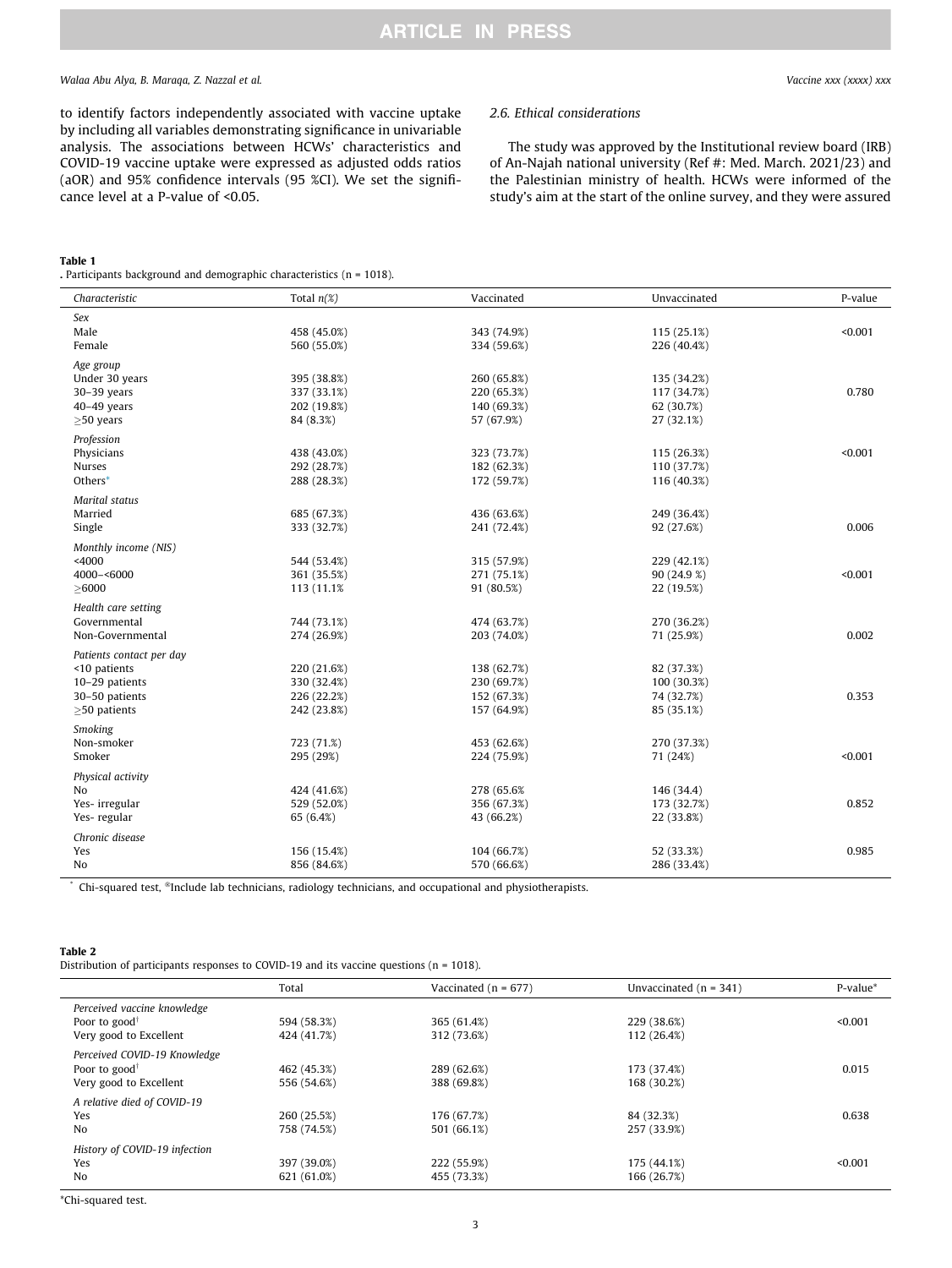to identify factors independently associated with vaccine uptake by including all variables demonstrating significance in univariable analysis. The associations between HCWs' characteristics and COVID-19 vaccine uptake were expressed as adjusted odds ratios (aOR) and 95% confidence intervals (95 %CI). We set the significance level at a P-value of <0.05.

### 2.6. Ethical considerations

The study was approved by the Institutional review board (IRB) of An-Najah national university (Ref #: Med. March. 2021/23) and the Palestinian ministry of health. HCWs were informed of the study's aim at the start of the online survey, and they were assured

**Table 1**
. Participants background and demographic characteristics (n = 1018).

| Characteristic | Total n(%) | Vaccinated | Unvaccinated | P-value |
|---|---|---|---|---|
| *Sex* | | | | |
| Male | 458 (45.0%) | 343 (74.9%) | 115 (25.1%) | <0.001 |
| Female | 560 (55.0%) | 334 (59.6%) | 226 (40.4%) | |
| *Age group* | | | | |
| Under 30 years | 395 (38.8%) | 260 (65.8%) | 135 (34.2%) | |
| 30–39 years | 337 (33.1%) | 220 (65.3%) | 117 (34.7%) | 0.780 |
| 40–49 years | 202 (19.8%) | 140 (69.3%) | 62 (30.7%) | |
| ≥50 years | 84 (8.3%) | 57 (67.9%) | 27 (32.1%) | |
| *Profession* | | | | |
| Physicians | 438 (43.0%) | 323 (73.7%) | 115 (26.3%) | <0.001 |
| Nurses | 292 (28.7%) | 182 (62.3%) | 110 (37.7%) | |
| Others® | 288 (28.3%) | 172 (59.7%) | 116 (40.3%) | |
| *Marital status* | | | | |
| Married | 685 (67.3%) | 436 (63.6%) | 249 (36.4%) | |
| Single | 333 (32.7%) | 241 (72.4%) | 92 (27.6%) | 0.006 |
| *Monthly income (NIS)* | | | | |
| <4000 | 544 (53.4%) | 315 (57.9%) | 229 (42.1%) | |
| 4000–<6000 | 361 (35.5%) | 271 (75.1%) | 90 (24.9 %) | <0.001 |
| ≥6000 | 113 (11.1% | 91 (80.5%) | 22 (19.5%) | |
| *Health care setting* | | | | |
| Governmental | 744 (73.1%) | 474 (63.7%) | 270 (36.2%) | |
| Non-Governmental | 274 (26.9%) | 203 (74.0%) | 71 (25.9%) | 0.002 |
| *Patients contact per day* | | | | |
| <10 patients | 220 (21.6%) | 138 (62.7%) | 82 (37.3%) | |
| 10–29 patients | 330 (32.4%) | 230 (69.7%) | 100 (30.3%) | |
| 30–50 patients | 226 (22.2%) | 152 (67.3%) | 74 (32.7%) | 0.353 |
| ≥50 patients | 242 (23.8%) | 157 (64.9%) | 85 (35.1%) | |
| *Smoking* | | | | |
| Non-smoker | 723 (71.%) | 453 (62.6%) | 270 (37.3%) | |
| Smoker | 295 (29%) | 224 (75.9%) | 71 (24%) | <0.001 |
| *Physical activity* | | | | |
| No | 424 (41.6%) | 278 (65.6% | 146 (34.4) | |
| Yes- irregular | 529 (52.0%) | 356 (67.3%) | 173 (32.7%) | 0.852 |
| Yes- regular | 65 (6.4%) | 43 (66.2%) | 22 (33.8%) | |
| *Chronic disease* | | | | |
| Yes | 156 (15.4%) | 104 (66.7%) | 52 (33.3%) | 0.985 |
| No | 856 (84.6%) | 570 (66.6%) | 286 (33.4%) | |

* Chi-squared test, ®Include lab technicians, radiology technicians, and occupational and physiotherapists.

**Table 2**
Distribution of participants responses to COVID-19 and its vaccine questions (n = 1018).

| | Total | Vaccinated (n = 677) | Unvaccinated (n = 341) | P-value* |
|---|---|---|---|---|
| *Perceived vaccine knowledge* | | | | |
| Poor to good† | 594 (58.3%) | 365 (61.4%) | 229 (38.6%) | <0.001 |
| Very good to Excellent | 424 (41.7%) | 312 (73.6%) | 112 (26.4%) | |
| *Perceived COVID-19 Knowledge* | | | | |
| Poor to good† | 462 (45.3%) | 289 (62.6%) | 173 (37.4%) | 0.015 |
| Very good to Excellent | 556 (54.6%) | 388 (69.8%) | 168 (30.2%) | |
| *A relative died of COVID-19* | | | | |
| Yes | 260 (25.5%) | 176 (67.7%) | 84 (32.3%) | 0.638 |
| No | 758 (74.5%) | 501 (66.1%) | 257 (33.9%) | |
| *History of COVID-19 infection* | | | | |
| Yes | 397 (39.0%) | 222 (55.9%) | 175 (44.1%) | <0.001 |
| No | 621 (61.0%) | 455 (73.3%) | 166 (26.7%) | |

*Chi-squared test.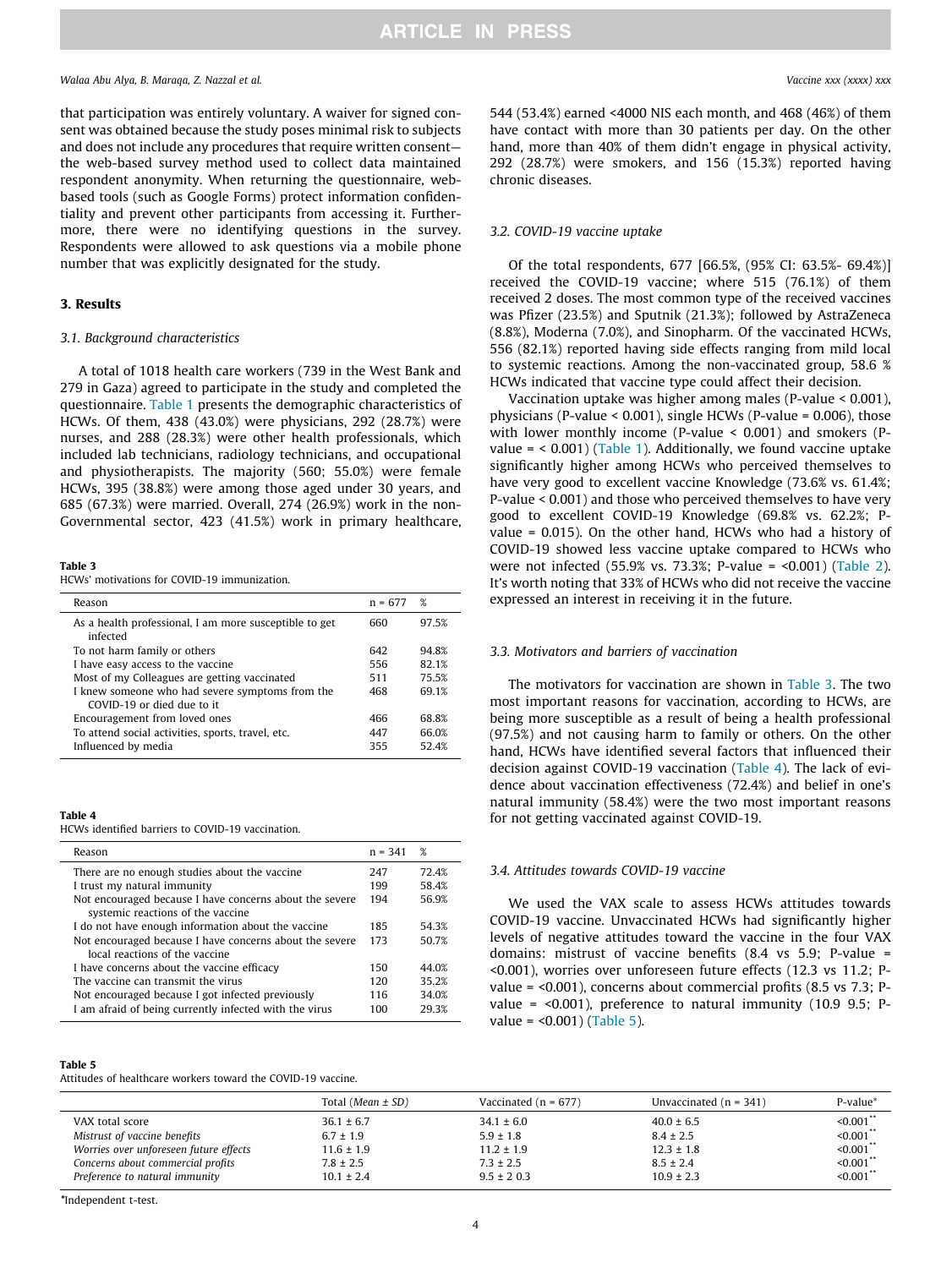that participation was entirely voluntary. A waiver for signed consent was obtained because the study poses minimal risk to subjects and does not include any procedures that require written consent—the web-based survey method used to collect data maintained respondent anonymity. When returning the questionnaire, web-based tools (such as Google Forms) protect information confidentiality and prevent other participants from accessing it. Furthermore, there were no identifying questions in the survey. Respondents were allowed to ask questions via a mobile phone number that was explicitly designated for the study.

## 3. Results

### 3.1. Background characteristics

A total of 1018 health care workers (739 in the West Bank and 279 in Gaza) agreed to participate in the study and completed the questionnaire. Table 1 presents the demographic characteristics of HCWs. Of them, 438 (43.0%) were physicians, 292 (28.7%) were nurses, and 288 (28.3%) were other health professionals, which included lab technicians, radiology technicians, and occupational and physiotherapists. The majority (560; 55.0%) were female HCWs, 395 (38.8%) were among those aged under 30 years, and 685 (67.3%) were married. Overall, 274 (26.9%) work in the non-Governmental sector, 423 (41.5%) work in primary healthcare, 544 (53.4%) earned <4000 NIS each month, and 468 (46%) of them have contact with more than 30 patients per day. On the other hand, more than 40% of them didn't engage in physical activity, 292 (28.7%) were smokers, and 156 (15.3%) reported having chronic diseases.

### 3.2. COVID-19 vaccine uptake

Of the total respondents, 677 [66.5%, (95% CI: 63.5%- 69.4%)] received the COVID-19 vaccine; where 515 (76.1%) of them received 2 doses. The most common type of the received vaccines was Pfizer (23.5%) and Sputnik (21.3%); followed by AstraZeneca (8.8%), Moderna (7.0%), and Sinopharm. Of the vaccinated HCWs, 556 (82.1%) reported having side effects ranging from mild local to systemic reactions. Among the non-vaccinated group, 58.6 % HCWs indicated that vaccine type could affect their decision.

Vaccination uptake was higher among males (P-value < 0.001), physicians (P-value < 0.001), single HCWs (P-value = 0.006), those with lower monthly income (P-value < 0.001) and smokers (P-value = < 0.001) (Table 1). Additionally, we found vaccine uptake significantly higher among HCWs who perceived themselves to have very good to excellent vaccine Knowledge (73.6% vs. 61.4%; P-value < 0.001) and those who perceived themselves to have very good to excellent COVID-19 Knowledge (69.8% vs. 62.2%; P-value = 0.015). On the other hand, HCWs who had a history of COVID-19 showed less vaccine uptake compared to HCWs who were not infected (55.9% vs. 73.3%; P-value = <0.001) (Table 2). It's worth noting that 33% of HCWs who did not receive the vaccine expressed an interest in receiving it in the future.

### 3.3. Motivators and barriers of vaccination

The motivators for vaccination are shown in Table 3. The two most important reasons for vaccination, according to HCWs, are being more susceptible as a result of being a health professional (97.5%) and not causing harm to family or others. On the other hand, HCWs have identified several factors that influenced their decision against COVID-19 vaccination (Table 4). The lack of evidence about vaccination effectiveness (72.4%) and belief in one's natural immunity (58.4%) were the two most important reasons for not getting vaccinated against COVID-19.

**Table 3**
HCWs' motivations for COVID-19 immunization.

| Reason | n = 677 | % |
|---|---|---|
| As a health professional, I am more susceptible to get infected | 660 | 97.5% |
| To not harm family or others | 642 | 94.8% |
| I have easy access to the vaccine | 556 | 82.1% |
| Most of my Colleagues are getting vaccinated | 511 | 75.5% |
| I knew someone who had severe symptoms from the COVID-19 or died due to it | 468 | 69.1% |
| Encouragement from loved ones | 466 | 68.8% |
| To attend social activities, sports, travel, etc. | 447 | 66.0% |
| Influenced by media | 355 | 52.4% |

**Table 4**
HCWs identified barriers to COVID-19 vaccination.

| Reason | n = 341 | % |
|---|---|---|
| There are no enough studies about the vaccine | 247 | 72.4% |
| I trust my natural immunity | 199 | 58.4% |
| Not encouraged because I have concerns about the severe systemic reactions of the vaccine | 194 | 56.9% |
| I do not have enough information about the vaccine | 185 | 54.3% |
| Not encouraged because I have concerns about the severe local reactions of the vaccine | 173 | 50.7% |
| I have concerns about the vaccine efficacy | 150 | 44.0% |
| The vaccine can transmit the virus | 120 | 35.2% |
| Not encouraged because I got infected previously | 116 | 34.0% |
| I am afraid of being currently infected with the virus | 100 | 29.3% |

### 3.4. Attitudes towards COVID-19 vaccine

We used the VAX scale to assess HCWs attitudes towards COVID-19 vaccine. Unvaccinated HCWs had significantly higher levels of negative attitudes toward the vaccine in the four VAX domains: mistrust of vaccine benefits (8.4 vs 5.9; P-value = <0.001), worries over unforeseen future effects (12.3 vs 11.2; P-value = <0.001), concerns about commercial profits (8.5 vs 7.3; P-value = <0.001), preference to natural immunity (10.9 9.5; P-value = <0.001) (Table 5).

**Table 5**
Attitudes of healthcare workers toward the COVID-19 vaccine.

| | Total (*Mean ± SD*) | Vaccinated (n = 677) | Unvaccinated (n = 341) | P-value* |
|---|---|---|---|---|
| VAX total score | 36.1 ± 6.7 | 34.1 ± 6.0 | 40.0 ± 6.5 | <0.001** |
| *Mistrust of vaccine benefits* | 6.7 ± 1.9 | 5.9 ± 1.8 | 8.4 ± 2.5 | <0.001** |
| *Worries over unforeseen future effects* | 11.6 ± 1.9 | 11.2 ± 1.9 | 12.3 ± 1.8 | <0.001** |
| *Concerns about commercial profits* | 7.8 ± 2.5 | 7.3 ± 2.5 | 8.5 ± 2.4 | <0.001** |
| *Preference to natural immunity* | 10.1 ± 2.4 | 9.5 ± 2 0.3 | 10.9 ± 2.3 | <0.001** |

*Independent t-test.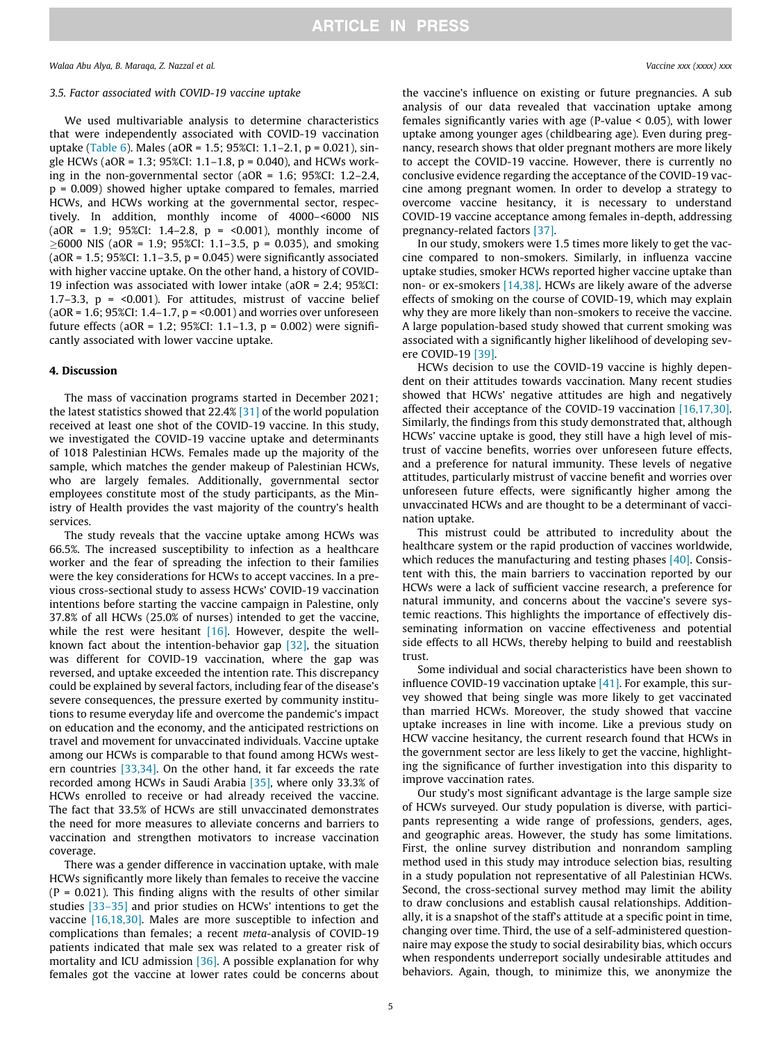### 3.5. Factor associated with COVID-19 vaccine uptake

We used multivariable analysis to determine characteristics that were independently associated with COVID-19 vaccination uptake (Table 6). Males (aOR = 1.5; 95%CI: 1.1–2.1, p = 0.021), single HCWs (aOR = 1.3; 95%CI: 1.1–1.8, p = 0.040), and HCWs working in the non-governmental sector (aOR = 1.6; 95%CI: 1.2–2.4, p = 0.009) showed higher uptake compared to females, married HCWs, and HCWs working at the governmental sector, respectively. In addition, monthly income of 4000–<6000 NIS (aOR = 1.9; 95%CI: 1.4–2.8, p = <0.001), monthly income of ≥6000 NIS (aOR = 1.9; 95%CI: 1.1–3.5, p = 0.035), and smoking (aOR = 1.5; 95%CI: 1.1–3.5, p = 0.045) were significantly associated with higher vaccine uptake. On the other hand, a history of COVID-19 infection was associated with lower intake (aOR = 2.4; 95%CI: 1.7–3.3, p = <0.001). For attitudes, mistrust of vaccine belief (aOR = 1.6; 95%CI: 1.4–1.7, p = <0.001) and worries over unforeseen future effects (aOR = 1.2; 95%CI: 1.1–1.3, p = 0.002) were significantly associated with lower vaccine uptake.

## 4. Discussion

The mass of vaccination programs started in December 2021; the latest statistics showed that 22.4% [31] of the world population received at least one shot of the COVID-19 vaccine. In this study, we investigated the COVID-19 vaccine uptake and determinants of 1018 Palestinian HCWs. Females made up the majority of the sample, which matches the gender makeup of Palestinian HCWs, who are largely females. Additionally, governmental sector employees constitute most of the study participants, as the Ministry of Health provides the vast majority of the country's health services.

The study reveals that the vaccine uptake among HCWs was 66.5%. The increased susceptibility to infection as a healthcare worker and the fear of spreading the infection to their families were the key considerations for HCWs to accept vaccines. In a previous cross-sectional study to assess HCWs' COVID-19 vaccination intentions before starting the vaccine campaign in Palestine, only 37.8% of all HCWs (25.0% of nurses) intended to get the vaccine, while the rest were hesitant [16]. However, despite the well-known fact about the intention-behavior gap [32], the situation was different for COVID-19 vaccination, where the gap was reversed, and uptake exceeded the intention rate. This discrepancy could be explained by several factors, including fear of the disease's severe consequences, the pressure exerted by community institutions to resume everyday life and overcome the pandemic's impact on education and the economy, and the anticipated restrictions on travel and movement for unvaccinated individuals. Vaccine uptake among our HCWs is comparable to that found among HCWs western countries [33,34]. On the other hand, it far exceeds the rate recorded among HCWs in Saudi Arabia [35], where only 33.3% of HCWs enrolled to receive or had already received the vaccine. The fact that 33.5% of HCWs are still unvaccinated demonstrates the need for more measures to alleviate concerns and barriers to vaccination and strengthen motivators to increase vaccination coverage.

There was a gender difference in vaccination uptake, with male HCWs significantly more likely than females to receive the vaccine (P = 0.021). This finding aligns with the results of other similar studies [33–35] and prior studies on HCWs' intentions to get the vaccine [16,18,30]. Males are more susceptible to infection and complications than females; a recent *meta*-analysis of COVID-19 patients indicated that male sex was related to a greater risk of mortality and ICU admission [36]. A possible explanation for why females got the vaccine at lower rates could be concerns about the vaccine's influence on existing or future pregnancies. A sub analysis of our data revealed that vaccination uptake among females significantly varies with age (P-value < 0.05), with lower uptake among younger ages (childbearing age). Even during pregnancy, research shows that older pregnant mothers are more likely to accept the COVID-19 vaccine. However, there is currently no conclusive evidence regarding the acceptance of the COVID-19 vaccine among pregnant women. In order to develop a strategy to overcome vaccine hesitancy, it is necessary to understand COVID-19 vaccine acceptance among females in-depth, addressing pregnancy-related factors [37].

In our study, smokers were 1.5 times more likely to get the vaccine compared to non-smokers. Similarly, in influenza vaccine uptake studies, smoker HCWs reported higher vaccine uptake than non- or ex-smokers [14,38]. HCWs are likely aware of the adverse effects of smoking on the course of COVID-19, which may explain why they are more likely than non-smokers to receive the vaccine. A large population-based study showed that current smoking was associated with a significantly higher likelihood of developing severe COVID-19 [39].

HCWs decision to use the COVID-19 vaccine is highly dependent on their attitudes towards vaccination. Many recent studies showed that HCWs' negative attitudes are high and negatively affected their acceptance of the COVID-19 vaccination [16,17,30]. Similarly, the findings from this study demonstrated that, although HCWs' vaccine uptake is good, they still have a high level of mistrust of vaccine benefits, worries over unforeseen future effects, and a preference for natural immunity. These levels of negative attitudes, particularly mistrust of vaccine benefit and worries over unforeseen future effects, were significantly higher among the unvaccinated HCWs and are thought to be a determinant of vaccination uptake.

This mistrust could be attributed to incredulity about the healthcare system or the rapid production of vaccines worldwide, which reduces the manufacturing and testing phases [40]. Consistent with this, the main barriers to vaccination reported by our HCWs were a lack of sufficient vaccine research, a preference for natural immunity, and concerns about the vaccine's severe systemic reactions. This highlights the importance of effectively disseminating information on vaccine effectiveness and potential side effects to all HCWs, thereby helping to build and reestablish trust.

Some individual and social characteristics have been shown to influence COVID-19 vaccination uptake [41]. For example, this survey showed that being single was more likely to get vaccinated than married HCWs. Moreover, the study showed that vaccine uptake increases in line with income. Like a previous study on HCW vaccine hesitancy, the current research found that HCWs in the government sector are less likely to get the vaccine, highlighting the significance of further investigation into this disparity to improve vaccination rates.

Our study's most significant advantage is the large sample size of HCWs surveyed. Our study population is diverse, with participants representing a wide range of professions, genders, ages, and geographic areas. However, the study has some limitations. First, the online survey distribution and nonrandom sampling method used in this study may introduce selection bias, resulting in a study population not representative of all Palestinian HCWs. Second, the cross-sectional survey method may limit the ability to draw conclusions and establish causal relationships. Additionally, it is a snapshot of the staff's attitude at a specific point in time, changing over time. Third, the use of a self-administered questionnaire may expose the study to social desirability bias, which occurs when respondents underreport socially undesirable attitudes and behaviors. Again, though, to minimize this, we anonymize the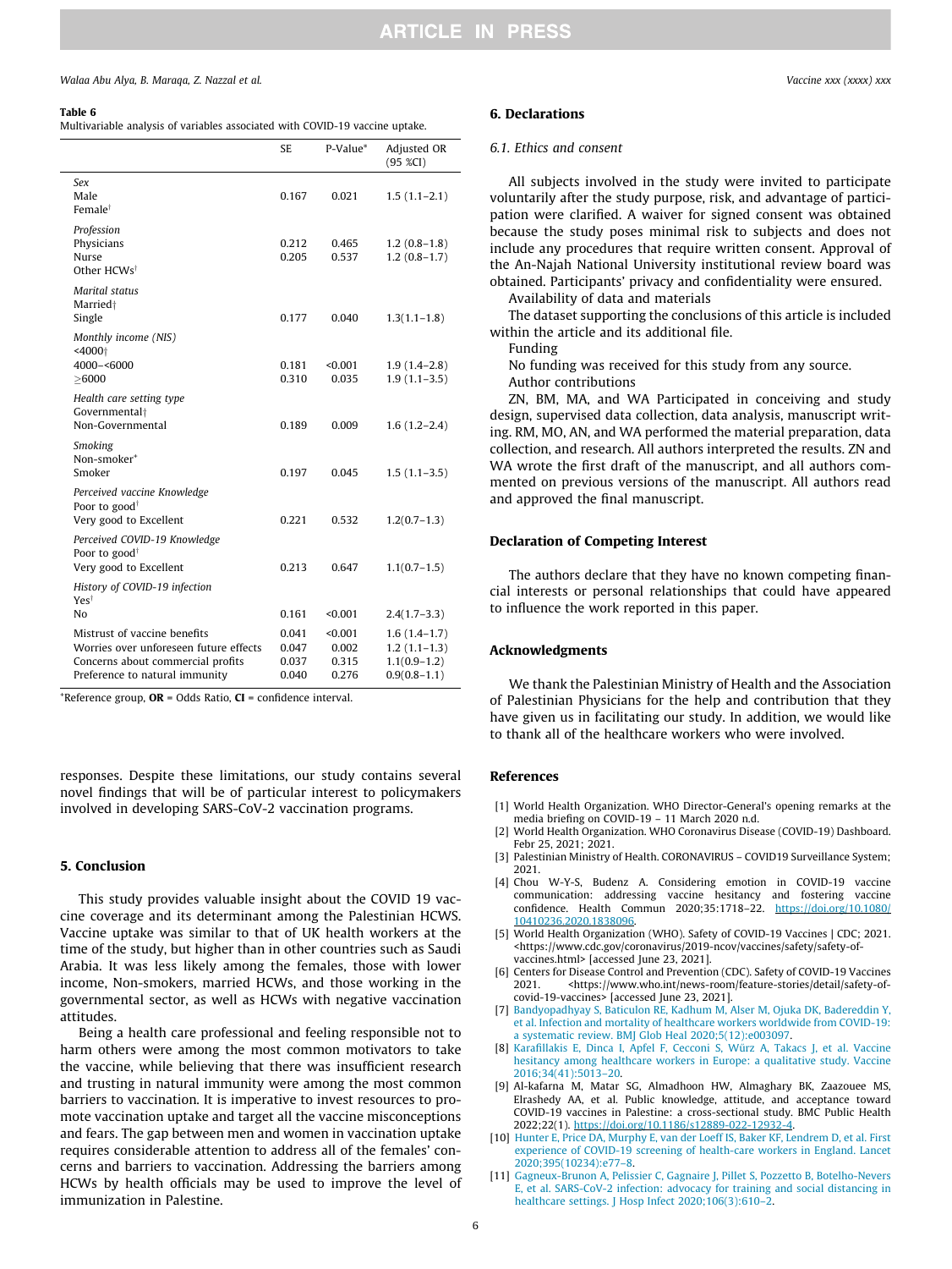**Table 6**
Multivariable analysis of variables associated with COVID-19 vaccine uptake.

| | SE | P-Value* | Adjusted OR (95 %CI) |
|---|---|---|---|
| *Sex* | | | |
| Male | 0.167 | 0.021 | 1.5 (1.1–2.1) |
| Female† | | | |
| *Profession* | | | |
| Physicians | 0.212 | 0.465 | 1.2 (0.8–1.8) |
| Nurse | 0.205 | 0.537 | 1.2 (0.8–1.7) |
| Other HCWs† | | | |
| *Marital status* | | | |
| Married† | | | |
| Single | 0.177 | 0.040 | 1.3(1.1–1.8) |
| *Monthly income (NIS)* | | | |
| <4000† | | | |
| 4000–<6000 | 0.181 | <0.001 | 1.9 (1.4–2.8) |
| ≥6000 | 0.310 | 0.035 | 1.9 (1.1–3.5) |
| *Health care setting type* | | | |
| Governmental† | | | |
| Non-Governmental | 0.189 | 0.009 | 1.6 (1.2–2.4) |
| *Smoking* | | | |
| Non-smoker* | | | |
| Smoker | 0.197 | 0.045 | 1.5 (1.1–3.5) |
| *Perceived vaccine Knowledge* | | | |
| Poor to good† | | | |
| Very good to Excellent | 0.221 | 0.532 | 1.2(0.7–1.3) |
| *Perceived COVID-19 Knowledge* | | | |
| Poor to good† | | | |
| Very good to Excellent | 0.213 | 0.647 | 1.1(0.7–1.5) |
| *History of COVID-19 infection* | | | |
| Yes† | | | |
| No | 0.161 | <0.001 | 2.4(1.7–3.3) |
| Mistrust of vaccine benefits | 0.041 | <0.001 | 1.6 (1.4–1.7) |
| Worries over unforeseen future effects | 0.047 | 0.002 | 1.2 (1.1–1.3) |
| Concerns about commercial profits | 0.037 | 0.315 | 1.1(0.9–1.2) |
| Preference to natural immunity | 0.040 | 0.276 | 0.9(0.8–1.1) |

*Reference group, **OR** = Odds Ratio, **CI** = confidence interval.

responses. Despite these limitations, our study contains several novel findings that will be of particular interest to policymakers involved in developing SARS-CoV-2 vaccination programs.

## 5. Conclusion

This study provides valuable insight about the COVID 19 vaccine coverage and its determinant among the Palestinian HCWS. Vaccine uptake was similar to that of UK health workers at the time of the study, but higher than in other countries such as Saudi Arabia. It was less likely among the females, those with lower income, Non-smokers, married HCWs, and those working in the governmental sector, as well as HCWs with negative vaccination attitudes.

Being a health care professional and feeling responsible not to harm others were among the most common motivators to take the vaccine, while believing that there was insufficient research and trusting in natural immunity were among the most common barriers to vaccination. It is imperative to invest resources to promote vaccination uptake and target all the vaccine misconceptions and fears. The gap between men and women in vaccination uptake requires considerable attention to address all of the females' concerns and barriers to vaccination. Addressing the barriers among HCWs by health officials may be used to improve the level of immunization in Palestine.

## 6. Declarations

### 6.1. Ethics and consent

All subjects involved in the study were invited to participate voluntarily after the study purpose, risk, and advantage of participation were clarified. A waiver for signed consent was obtained because the study poses minimal risk to subjects and does not include any procedures that require written consent. Approval of the An-Najah National University institutional review board was obtained. Participants' privacy and confidentiality were ensured.

Availability of data and materials

The dataset supporting the conclusions of this article is included within the article and its additional file.

Funding

No funding was received for this study from any source.

Author contributions

ZN, BM, MA, and WA Participated in conceiving and study design, supervised data collection, data analysis, manuscript writing. RM, MO, AN, and WA performed the material preparation, data collection, and research. All authors interpreted the results. ZN and WA wrote the first draft of the manuscript, and all authors commented on previous versions of the manuscript. All authors read and approved the final manuscript.

## Declaration of Competing Interest

The authors declare that they have no known competing financial interests or personal relationships that could have appeared to influence the work reported in this paper.

## Acknowledgments

We thank the Palestinian Ministry of Health and the Association of Palestinian Physicians for the help and contribution that they have given us in facilitating our study. In addition, we would like to thank all of the healthcare workers who were involved.

## References

[1] World Health Organization. WHO Director-General's opening remarks at the media briefing on COVID-19 – 11 March 2020 n.d.

[2] World Health Organization. WHO Coronavirus Disease (COVID-19) Dashboard. Febr 25, 2021; 2021.

[3] Palestinian Ministry of Health. CORONAVIRUS – COVID19 Surveillance System; 2021.

[4] Chou W-Y-S, Budenz A. Considering emotion in COVID-19 vaccine communication: addressing vaccine hesitancy and fostering vaccine confidence. Health Commun 2020;35:1718–22. https://doi.org/10.1080/10410236.2020.1838096.

[5] World Health Organization (WHO). Safety of COVID-19 Vaccines | CDC; 2021. <https://www.cdc.gov/coronavirus/2019-ncov/vaccines/safety/safety-of-vaccines.html> [accessed June 23, 2021].

[6] Centers for Disease Control and Prevention (CDC). Safety of COVID-19 Vaccines 2021. <https://www.who.int/news-room/feature-stories/detail/safety-of-covid-19-vaccines> [accessed June 23, 2021].

[7] Bandyopadhyay S, Baticulon RE, Kadhum M, Alser M, Ojuka DK, Badereddin Y, et al. Infection and mortality of healthcare workers worldwide from COVID-19: a systematic review. BMJ Glob Heal 2020;5(12):e003097.

[8] Karafillakis E, Dinca I, Apfel F, Cecconi S, Würz A, Takacs J, et al. Vaccine hesitancy among healthcare workers in Europe: a qualitative study. Vaccine 2016;34(41):5013–20.

[9] Al-kafarna M, Matar SG, Almadhoon HW, Almaghary BK, Zaazouee MS, Elrashedy AA, et al. Public knowledge, attitude, and acceptance toward COVID-19 vaccines in Palestine: a cross-sectional study. BMC Public Health 2022;22(1). https://doi.org/10.1186/s12889-022-12932-4.

[10] Hunter E, Price DA, Murphy E, van der Loeff IS, Baker KF, Lendrem D, et al. First experience of COVID-19 screening of health-care workers in England. Lancet 2020;395(10234):e77–8.

[11] Gagneux-Brunon A, Pelissier C, Gagnaire J, Pillet S, Pozzetto B, Botelho-Nevers E, et al. SARS-CoV-2 infection: advocacy for training and social distancing in healthcare settings. J Hosp Infect 2020;106(3):610–2.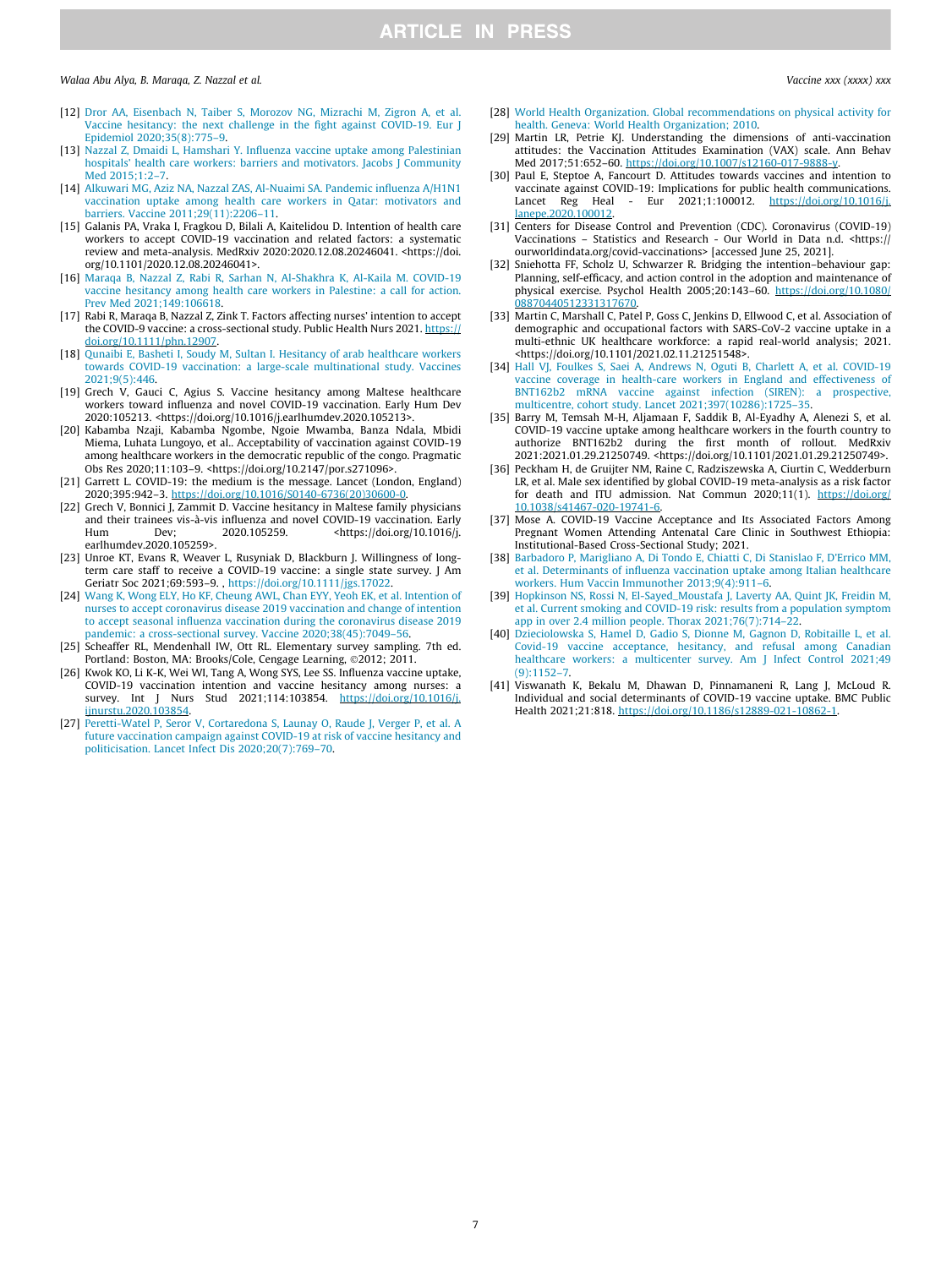[12] Dror AA, Eisenbach N, Taiber S, Morozov NG, Mizrachi M, Zigron A, et al. Vaccine hesitancy: the next challenge in the fight against COVID-19. Eur J Epidemiol 2020;35(8):775–9.

[13] Nazzal Z, Dmaidi L, Hamshari Y. Influenza vaccine uptake among Palestinian hospitals' health care workers: barriers and motivators. Jacobs J Community Med 2015;1:2–7.

[14] Alkuwari MG, Aziz NA, Nazzal ZAS, Al-Nuaimi SA. Pandemic influenza A/H1N1 vaccination uptake among health care workers in Qatar: motivators and barriers. Vaccine 2011;29(11):2206–11.

[15] Galanis PA, Vraka I, Fragkou D, Bilali A, Kaitelidou D. Intention of health care workers to accept COVID-19 vaccination and related factors: a systematic review and meta-analysis. MedRxiv 2020:2020.12.08.20246041. <https://doi.org/10.1101/2020.12.08.20246041>.

[16] Maraqa B, Nazzal Z, Rabi R, Sarhan N, Al-Shakhra K, Al-Kaila M. COVID-19 vaccine hesitancy among health care workers in Palestine: a call for action. Prev Med 2021;149:106618.

[17] Rabi R, Maraqa B, Nazzal Z, Zink T. Factors affecting nurses' intention to accept the COVID-9 vaccine: a cross-sectional study. Public Health Nurs 2021. https://doi.org/10.1111/phn.12907.

[18] Qunaibi E, Basheti I, Soudy M, Sultan I. Hesitancy of arab healthcare workers towards COVID-19 vaccination: a large-scale multinational study. Vaccines 2021;9(5):446.

[19] Grech V, Gauci C, Agius S. Vaccine hesitancy among Maltese healthcare workers toward influenza and novel COVID-19 vaccination. Early Hum Dev 2020:105213. <https://doi.org/10.1016/j.earlhumdev.2020.105213>.

[20] Kabamba Nzaji, Kabamba Ngombe, Ngoie Mwamba, Banza Ndala, Mbidi Miema, Luhata Lungoyo, et al.. Acceptability of vaccination against COVID-19 among healthcare workers in the democratic republic of the congo. Pragmatic Obs Res 2020;11:103–9. <https://doi.org/10.2147/por.s271096>.

[21] Garrett L. COVID-19: the medium is the message. Lancet (London, England) 2020;395:942–3. https://doi.org/10.1016/S0140-6736(20)30600-0.

[22] Grech V, Bonnici J, Zammit D. Vaccine hesitancy in Maltese family physicians and their trainees vis-à-vis influenza and novel COVID-19 vaccination. Early Hum Dev; 2020.105259. <https://doi.org/10.1016/j.earlhumdev.2020.105259>.

[23] Unroe KT, Evans R, Weaver L, Rusyniak D, Blackburn J. Willingness of long-term care staff to receive a COVID-19 vaccine: a single state survey. J Am Geriatr Soc 2021;69:593–9. , https://doi.org/10.1111/jgs.17022.

[24] Wang K, Wong ELY, Ho KF, Cheung AWL, Chan EYY, Yeoh EK, et al. Intention of nurses to accept coronavirus disease 2019 vaccination and change of intention to accept seasonal influenza vaccination during the coronavirus disease 2019 pandemic: a cross-sectional survey. Vaccine 2020;38(45):7049–56.

[25] Scheaffer RL, Mendenhall IW, Ott RL. Elementary survey sampling. 7th ed. Portland: Boston, MA: Brooks/Cole, Cengage Learning, ©2012; 2011.

[26] Kwok KO, Li K-K, Wei WI, Tang A, Wong SYS, Lee SS. Influenza vaccine uptake, COVID-19 vaccination intention and vaccine hesitancy among nurses: a survey. Int J Nurs Stud 2021;114:103854. https://doi.org/10.1016/j.ijnurstu.2020.103854.

[27] Peretti-Watel P, Seror V, Cortaredona S, Launay O, Raude J, Verger P, et al. A future vaccination campaign against COVID-19 at risk of vaccine hesitancy and politicisation. Lancet Infect Dis 2020;20(7):769–70.

[28] World Health Organization. Global recommendations on physical activity for health. Geneva: World Health Organization; 2010.

[29] Martin LR, Petrie KJ. Understanding the dimensions of anti-vaccination attitudes: the Vaccination Attitudes Examination (VAX) scale. Ann Behav Med 2017;51:652–60. https://doi.org/10.1007/s12160-017-9888-y.

[30] Paul E, Steptoe A, Fancourt D. Attitudes towards vaccines and intention to vaccinate against COVID-19: Implications for public health communications. Lancet Reg Heal - Eur 2021;1:100012. https://doi.org/10.1016/j.lanepe.2020.100012.

[31] Centers for Disease Control and Prevention (CDC). Coronavirus (COVID-19) Vaccinations – Statistics and Research - Our World in Data n.d. <https://ourworldindata.org/covid-vaccinations> [accessed June 25, 2021].

[32] Sniehotta FF, Scholz U, Schwarzer R. Bridging the intention–behaviour gap: Planning, self-efficacy, and action control in the adoption and maintenance of physical exercise. Psychol Health 2005;20:143–60. https://doi.org/10.1080/08870440512331317670.

[33] Martin C, Marshall C, Patel P, Goss C, Jenkins D, Ellwood C, et al. Association of demographic and occupational factors with SARS-CoV-2 vaccine uptake in a multi-ethnic UK healthcare workforce: a rapid real-world analysis; 2021. <https://doi.org/10.1101/2021.02.11.21251548>.

[34] Hall VJ, Foulkes S, Saei A, Andrews N, Oguti B, Charlett A, et al. COVID-19 vaccine coverage in health-care workers in England and effectiveness of BNT162b2 mRNA vaccine against infection (SIREN): a prospective, multicentre, cohort study. Lancet 2021;397(10286):1725–35.

[35] Barry M, Temsah M-H, Aljamaan F, Saddik B, Al-Eyadhy A, Alenezi S, et al. COVID-19 vaccine uptake among healthcare workers in the fourth country to authorize BNT162b2 during the first month of rollout. MedRxiv 2021:2021.01.29.21250749. <https://doi.org/10.1101/2021.01.29.21250749>.

[36] Peckham H, de Gruijter NM, Raine C, Radziszewska A, Ciurtin C, Wedderburn LR, et al. Male sex identified by global COVID-19 meta-analysis as a risk factor for death and ITU admission. Nat Commun 2020;11(1). https://doi.org/10.1038/s41467-020-19741-6.

[37] Mose A. COVID-19 Vaccine Acceptance and Its Associated Factors Among Pregnant Women Attending Antenatal Care Clinic in Southwest Ethiopia: Institutional-Based Cross-Sectional Study; 2021.

[38] Barbadoro P, Marigliano A, Di Tondo E, Chiatti C, Di Stanislao F, D'Errico MM, et al. Determinants of influenza vaccination uptake among Italian healthcare workers. Hum Vaccin Immunother 2013;9(4):911–6.

[39] Hopkinson NS, Rossi N, El-Sayed_Moustafa J, Laverty AA, Quint JK, Freidin M, et al. Current smoking and COVID-19 risk: results from a population symptom app in over 2.4 million people. Thorax 2021;76(7):714–22.

[40] Dzieciolowska S, Hamel D, Gadio S, Dionne M, Gagnon D, Robitaille L, et al. Covid-19 vaccine acceptance, hesitancy, and refusal among Canadian healthcare workers: a multicenter survey. Am J Infect Control 2021;49(9):1152–7.

[41] Viswanath K, Bekalu M, Dhawan D, Pinnamaneni R, Lang J, McLoud R. Individual and social determinants of COVID-19 vaccine uptake. BMC Public Health 2021;21:818. https://doi.org/10.1186/s12889-021-10862-1.